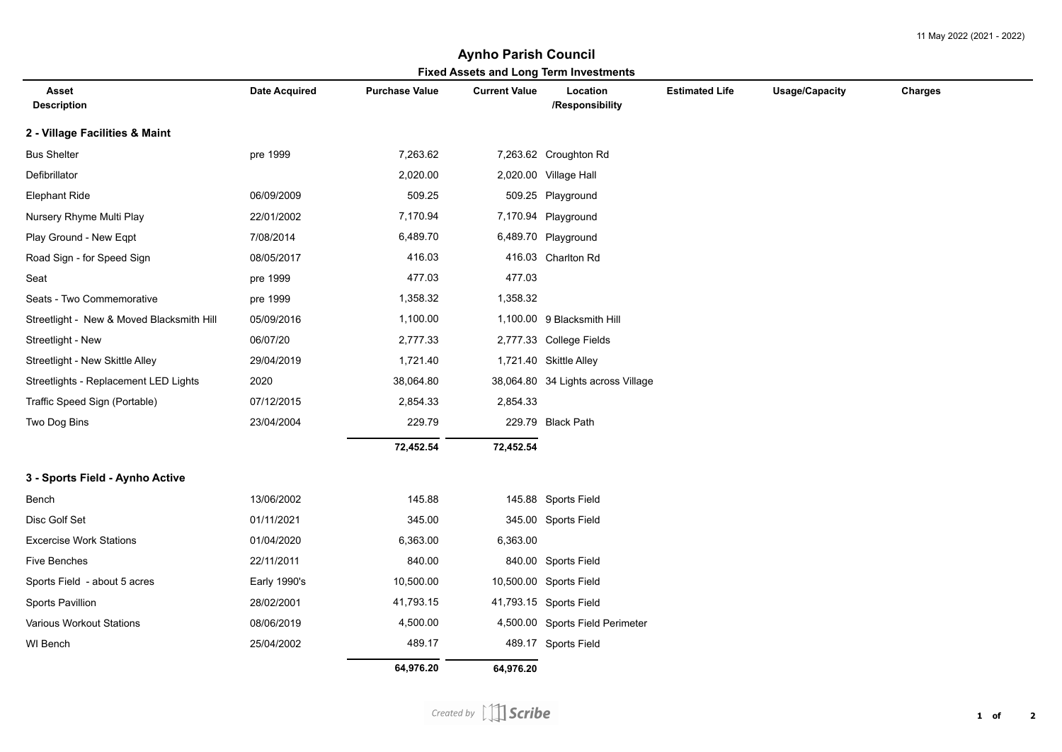11 May 2022 (2021 - 2022)

# Aynho Parish Council

## Fixed Assets and Long Term Investments

| Asset Description | Date Acquired | Purchase Value | Current Value | Location /Responsibility | Estimated Life | Usage/Capacity | Charges |
|---|---|---|---|---|---|---|---|
| **2 - Village Facilities & Maint** | | | | | | | |
| Bus Shelter | pre 1999 | 7,263.62 | 7,263.62 | Croughton Rd | | | |
| Defibrillator | | 2,020.00 | 2,020.00 | Village Hall | | | |
| Elephant Ride | 06/09/2009 | 509.25 | 509.25 | Playground | | | |
| Nursery Rhyme Multi Play | 22/01/2002 | 7,170.94 | 7,170.94 | Playground | | | |
| Play Ground - New Eqpt | 7/08/2014 | 6,489.70 | 6,489.70 | Playground | | | |
| Road Sign - for Speed Sign | 08/05/2017 | 416.03 | 416.03 | Charlton Rd | | | |
| Seat | pre 1999 | 477.03 | 477.03 | | | | |
| Seats - Two Commemorative | pre 1999 | 1,358.32 | 1,358.32 | | | | |
| Streetlight - New & Moved Blacksmith Hill | 05/09/2016 | 1,100.00 | 1,100.00 | 9 Blacksmith Hill | | | |
| Streetlight - New | 06/07/20 | 2,777.33 | 2,777.33 | College Fields | | | |
| Streetlight - New Skittle Alley | 29/04/2019 | 1,721.40 | 1,721.40 | Skittle Alley | | | |
| Streetlights - Replacement LED Lights | 2020 | 38,064.80 | 38,064.80 | 34 Lights across Village | | | |
| Traffic Speed Sign (Portable) | 07/12/2015 | 2,854.33 | 2,854.33 | | | | |
| Two Dog Bins | 23/04/2004 | 229.79 | 229.79 | Black Path | | | |
| | | **72,452.54** | **72,452.54** | | | | |
| **3 - Sports Field - Aynho Active** | | | | | | | |
| Bench | 13/06/2002 | 145.88 | 145.88 | Sports Field | | | |
| Disc Golf Set | 01/11/2021 | 345.00 | 345.00 | Sports Field | | | |
| Excercise Work Stations | 01/04/2020 | 6,363.00 | 6,363.00 | | | | |
| Five Benches | 22/11/2011 | 840.00 | 840.00 | Sports Field | | | |
| Sports Field - about 5 acres | Early 1990's | 10,500.00 | 10,500.00 | Sports Field | | | |
| Sports Pavillion | 28/02/2001 | 41,793.15 | 41,793.15 | Sports Field | | | |
| Various Workout Stations | 08/06/2019 | 4,500.00 | 4,500.00 | Sports Field Perimeter | | | |
| WI Bench | 25/04/2002 | 489.17 | 489.17 | Sports Field | | | |
| | | **64,976.20** | **64,976.20** | | | | |

*Created by Scribe*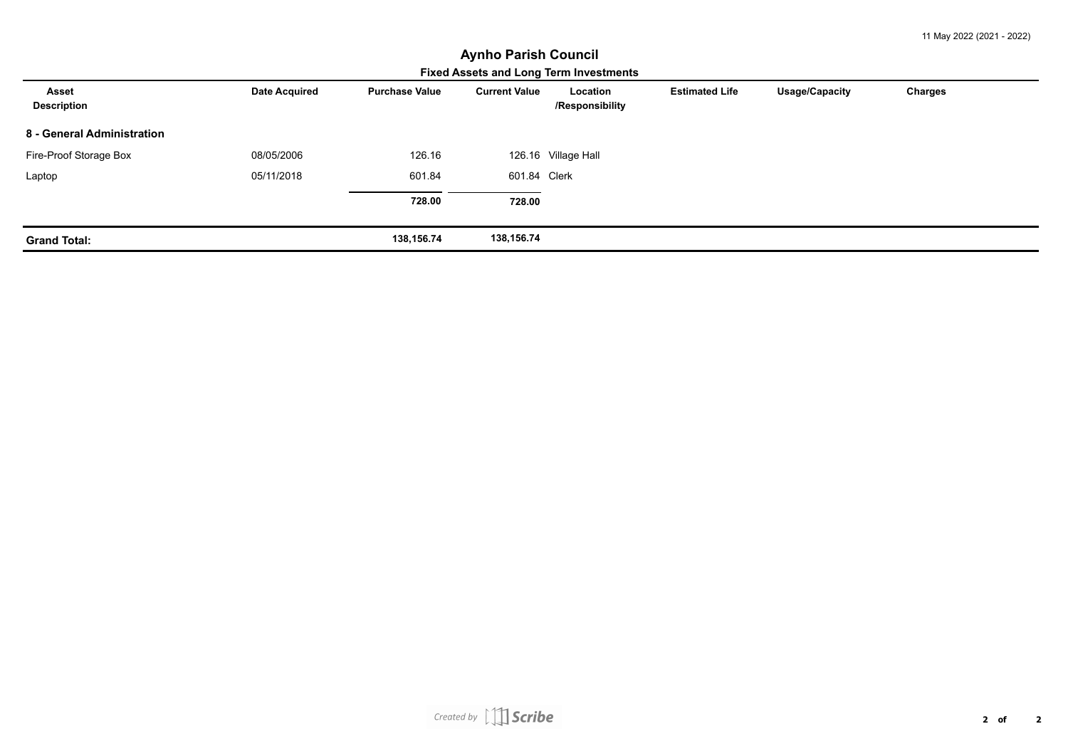11 May 2022 (2021 - 2022)

# Aynho Parish Council

## Fixed Assets and Long Term Investments

| Asset Description | Date Acquired | Purchase Value | Current Value | Location /Responsibility | Estimated Life | Usage/Capacity | Charges |
|---|---|---|---|---|---|---|---|
| **8 - General Administration** | | | | | | | |
| Fire-Proof Storage Box | 08/05/2006 | 126.16 | 126.16 | Village Hall | | | |
| Laptop | 05/11/2018 | 601.84 | 601.84 | Clerk | | | |
| | | **728.00** | **728.00** | | | | |
| **Grand Total:** | | **138,156.74** | **138,156.74** | | | | |

Created by Scribe